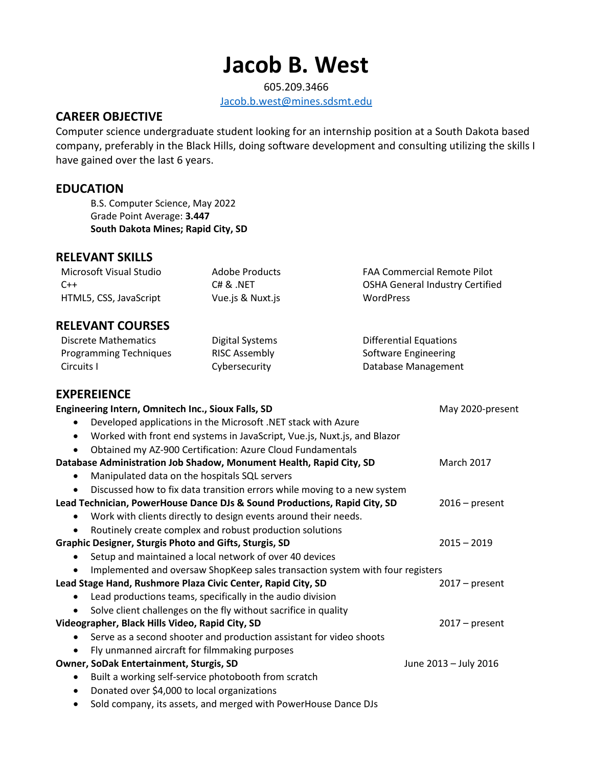# Jacob B. West

605.209.3466
Jacob.b.west@mines.sdsmt.edu

## CAREER OBJECTIVE

Computer science undergraduate student looking for an internship position at a South Dakota based company, preferably in the Black Hills, doing software development and consulting utilizing the skills I have gained over the last 6 years.

## EDUCATION

B.S. Computer Science, May 2022
Grade Point Average: **3.447**
**South Dakota Mines; Rapid City, SD**

## RELEVANT SKILLS

| | | |
|---|---|---|
| Microsoft Visual Studio | Adobe Products | FAA Commercial Remote Pilot |
| C++ | C# & .NET | OSHA General Industry Certified |
| HTML5, CSS, JavaScript | Vue.js & Nuxt.js | WordPress |

## RELEVANT COURSES

| | | |
|---|---|---|
| Discrete Mathematics | Digital Systems | Differential Equations |
| Programming Techniques | RISC Assembly | Software Engineering |
| Circuits I | Cybersecurity | Database Management |

## EXPEREIENCE

**Engineering Intern, Omnitech Inc., Sioux Falls, SD** — May 2020-present

- Developed applications in the Microsoft .NET stack with Azure
- Worked with front end systems in JavaScript, Vue.js, Nuxt.js, and Blazor
- Obtained my AZ-900 Certification: Azure Cloud Fundamentals

**Database Administration Job Shadow, Monument Health, Rapid City, SD** — March 2017

- Manipulated data on the hospitals SQL servers
- Discussed how to fix data transition errors while moving to a new system

**Lead Technician, PowerHouse Dance DJs & Sound Productions, Rapid City, SD** — 2016 – present

- Work with clients directly to design events around their needs.
- Routinely create complex and robust production solutions

**Graphic Designer, Sturgis Photo and Gifts, Sturgis, SD** — 2015 – 2019

- Setup and maintained a local network of over 40 devices
- Implemented and oversaw ShopKeep sales transaction system with four registers

**Lead Stage Hand, Rushmore Plaza Civic Center, Rapid City, SD** — 2017 – present

- Lead productions teams, specifically in the audio division
- Solve client challenges on the fly without sacrifice in quality

**Videographer, Black Hills Video, Rapid City, SD** — 2017 – present

- Serve as a second shooter and production assistant for video shoots
- Fly unmanned aircraft for filmmaking purposes

**Owner, SoDak Entertainment, Sturgis, SD** — June 2013 – July 2016

- Built a working self-service photobooth from scratch
- Donated over $4,000 to local organizations
- Sold company, its assets, and merged with PowerHouse Dance DJs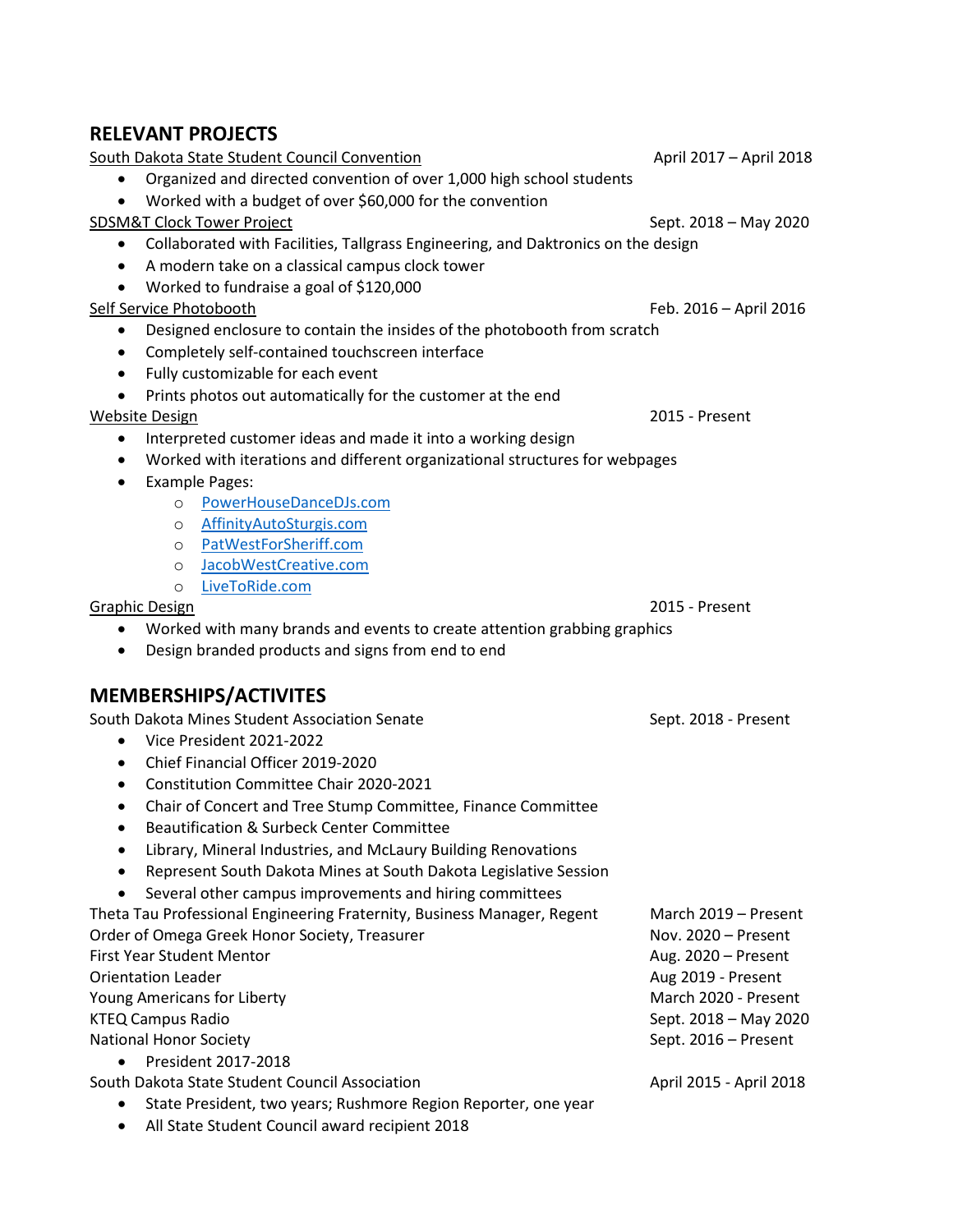## RELEVANT PROJECTS

South Dakota State Student Council Convention — April 2017 – April 2018

- Organized and directed convention of over 1,000 high school students
- Worked with a budget of over $60,000 for the convention

SDSM&T Clock Tower Project — Sept. 2018 – May 2020

- Collaborated with Facilities, Tallgrass Engineering, and Daktronics on the design
- A modern take on a classical campus clock tower
- Worked to fundraise a goal of $120,000

Self Service Photobooth — Feb. 2016 – April 2016

- Designed enclosure to contain the insides of the photobooth from scratch
- Completely self-contained touchscreen interface
- Fully customizable for each event
- Prints photos out automatically for the customer at the end

Website Design — 2015 - Present

- Interpreted customer ideas and made it into a working design
- Worked with iterations and different organizational structures for webpages
- Example Pages:
  - PowerHouseDanceDJs.com
  - AffinityAutoSturgis.com
  - PatWestForSheriff.com
  - JacobWestCreative.com
  - LiveToRide.com

Graphic Design — 2015 - Present

- Worked with many brands and events to create attention grabbing graphics
- Design branded products and signs from end to end

## MEMBERSHIPS/ACTIVITES

South Dakota Mines Student Association Senate — Sept. 2018 - Present

- Vice President 2021-2022
- Chief Financial Officer 2019-2020
- Constitution Committee Chair 2020-2021
- Chair of Concert and Tree Stump Committee, Finance Committee
- Beautification & Surbeck Center Committee
- Library, Mineral Industries, and McLaury Building Renovations
- Represent South Dakota Mines at South Dakota Legislative Session
- Several other campus improvements and hiring committees

Theta Tau Professional Engineering Fraternity, Business Manager, Regent — March 2019 – Present

Order of Omega Greek Honor Society, Treasurer — Nov. 2020 – Present

First Year Student Mentor — Aug. 2020 – Present

Orientation Leader — Aug 2019 - Present

Young Americans for Liberty — March 2020 - Present

KTEQ Campus Radio — Sept. 2018 – May 2020

National Honor Society — Sept. 2016 – Present

- President 2017-2018

South Dakota State Student Council Association — April 2015 - April 2018

- State President, two years; Rushmore Region Reporter, one year
- All State Student Council award recipient 2018